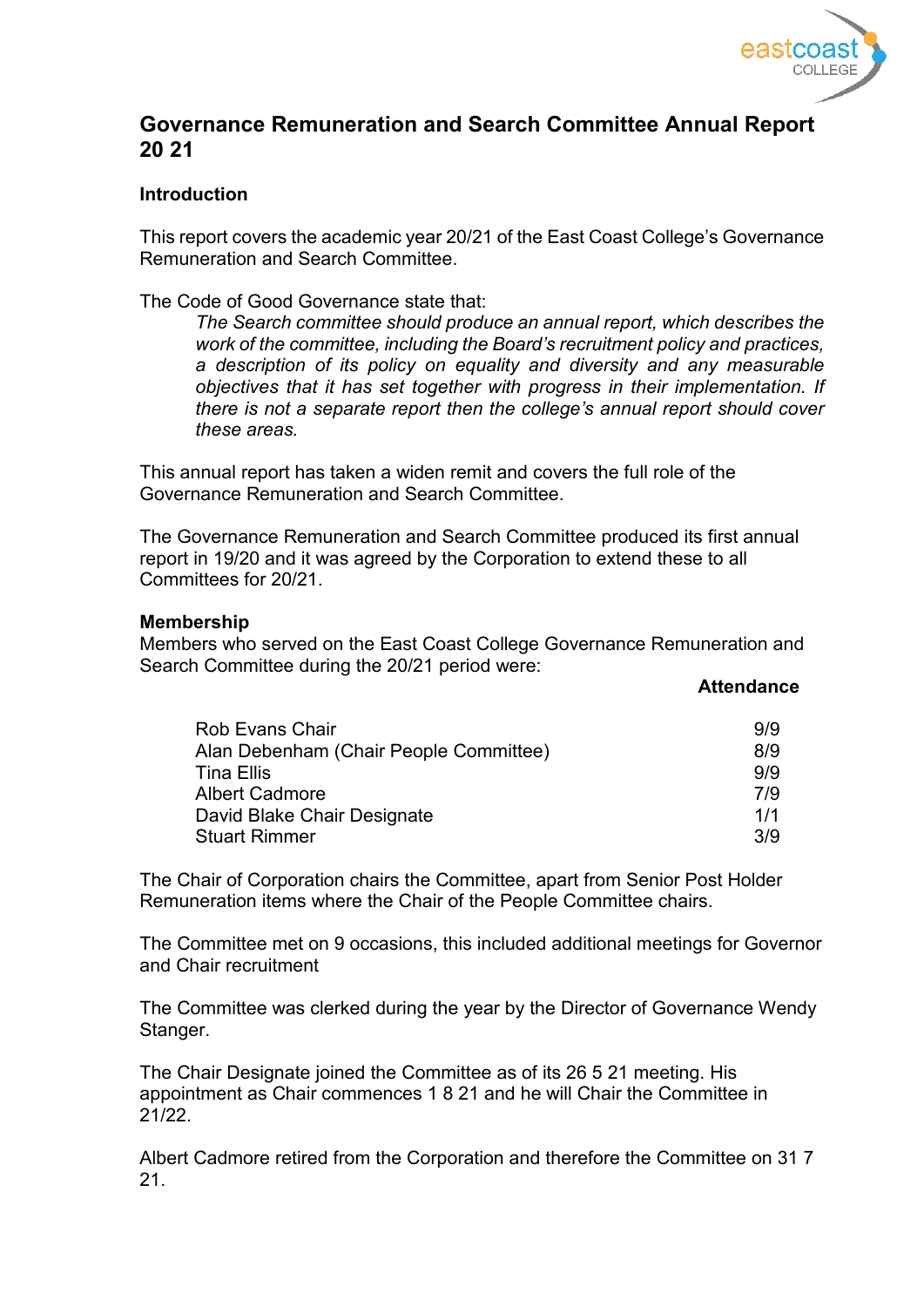# Governance Remuneration and Search Committee Annual Report 20 21

## Introduction

This report covers the academic year 20/21 of the East Coast College's Governance Remuneration and Search Committee.

The Code of Good Governance state that:

> *The Search committee should produce an annual report, which describes the work of the committee, including the Board's recruitment policy and practices, a description of its policy on equality and diversity and any measurable objectives that it has set together with progress in their implementation. If there is not a separate report then the college's annual report should cover these areas.*

This annual report has taken a widen remit and covers the full role of the Governance Remuneration and Search Committee.

The Governance Remuneration and Search Committee produced its first annual report in 19/20 and it was agreed by the Corporation to extend these to all Committees for 20/21.

## Membership

Members who served on the East Coast College Governance Remuneration and Search Committee during the 20/21 period were:

| | Attendance |
|---|---|
| Rob Evans Chair | 9/9 |
| Alan Debenham (Chair People Committee) | 8/9 |
| Tina Ellis | 9/9 |
| Albert Cadmore | 7/9 |
| David Blake Chair Designate | 1/1 |
| Stuart Rimmer | 3/9 |

The Chair of Corporation chairs the Committee, apart from Senior Post Holder Remuneration items where the Chair of the People Committee chairs.

The Committee met on 9 occasions, this included additional meetings for Governor and Chair recruitment

The Committee was clerked during the year by the Director of Governance Wendy Stanger.

The Chair Designate joined the Committee as of its 26 5 21 meeting. His appointment as Chair commences 1 8 21 and he will Chair the Committee in 21/22.

Albert Cadmore retired from the Corporation and therefore the Committee on 31 7 21.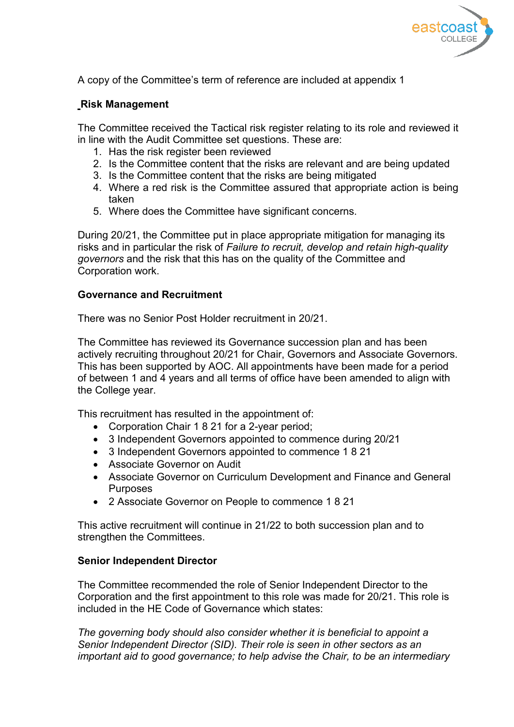A copy of the Committee's term of reference are included at appendix 1

**Risk Management**

The Committee received the Tactical risk register relating to its role and reviewed it in line with the Audit Committee set questions. These are:

1. Has the risk register been reviewed
2. Is the Committee content that the risks are relevant and are being updated
3. Is the Committee content that the risks are being mitigated
4. Where a red risk is the Committee assured that appropriate action is being taken
5. Where does the Committee have significant concerns.

During 20/21, the Committee put in place appropriate mitigation for managing its risks and in particular the risk of *Failure to recruit, develop and retain high-quality governors* and the risk that this has on the quality of the Committee and Corporation work.

**Governance and Recruitment**

There was no Senior Post Holder recruitment in 20/21.

The Committee has reviewed its Governance succession plan and has been actively recruiting throughout 20/21 for Chair, Governors and Associate Governors. This has been supported by AOC. All appointments have been made for a period of between 1 and 4 years and all terms of office have been amended to align with the College year.

This recruitment has resulted in the appointment of:

- Corporation Chair 1 8 21 for a 2-year period;
- 3 Independent Governors appointed to commence during 20/21
- 3 Independent Governors appointed to commence 1 8 21
- Associate Governor on Audit
- Associate Governor on Curriculum Development and Finance and General Purposes
- 2 Associate Governor on People to commence 1 8 21

This active recruitment will continue in 21/22 to both succession plan and to strengthen the Committees.

**Senior Independent Director**

The Committee recommended the role of Senior Independent Director to the Corporation and the first appointment to this role was made for 20/21. This role is included in the HE Code of Governance which states:

*The governing body should also consider whether it is beneficial to appoint a Senior Independent Director (SID). Their role is seen in other sectors as an important aid to good governance; to help advise the Chair, to be an intermediary*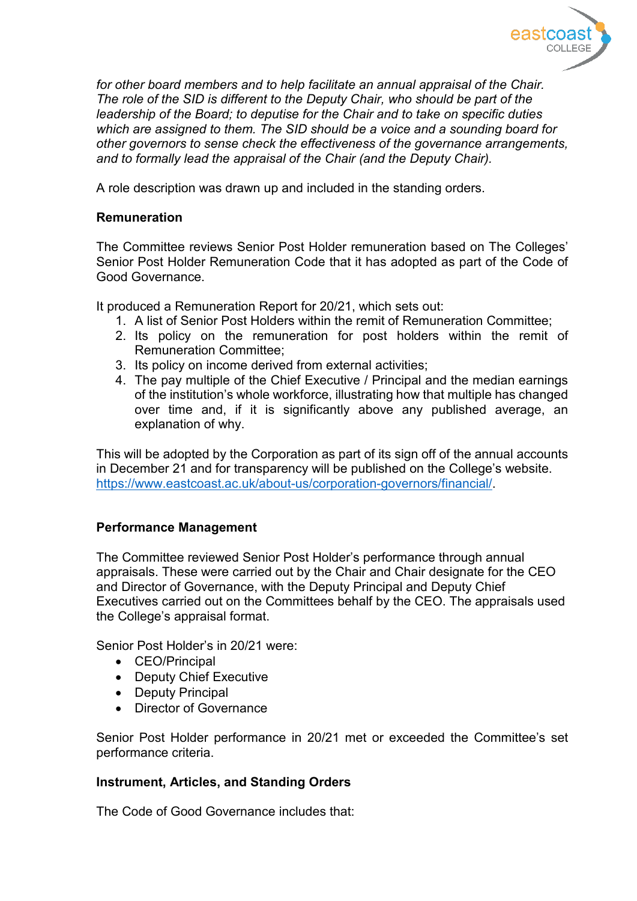*for other board members and to help facilitate an annual appraisal of the Chair. The role of the SID is different to the Deputy Chair, who should be part of the leadership of the Board; to deputise for the Chair and to take on specific duties which are assigned to them. The SID should be a voice and a sounding board for other governors to sense check the effectiveness of the governance arrangements, and to formally lead the appraisal of the Chair (and the Deputy Chair).*

A role description was drawn up and included in the standing orders.

**Remuneration**

The Committee reviews Senior Post Holder remuneration based on The Colleges' Senior Post Holder Remuneration Code that it has adopted as part of the Code of Good Governance.

It produced a Remuneration Report for 20/21, which sets out:

1. A list of Senior Post Holders within the remit of Remuneration Committee;
2. Its policy on the remuneration for post holders within the remit of Remuneration Committee;
3. Its policy on income derived from external activities;
4. The pay multiple of the Chief Executive / Principal and the median earnings of the institution's whole workforce, illustrating how that multiple has changed over time and, if it is significantly above any published average, an explanation of why.

This will be adopted by the Corporation as part of its sign off of the annual accounts in December 21 and for transparency will be published on the College's website. https://www.eastcoast.ac.uk/about-us/corporation-governors/financial/.

**Performance Management**

The Committee reviewed Senior Post Holder's performance through annual appraisals. These were carried out by the Chair and Chair designate for the CEO and Director of Governance, with the Deputy Principal and Deputy Chief Executives carried out on the Committees behalf by the CEO. The appraisals used the College's appraisal format.

Senior Post Holder's in 20/21 were:

- CEO/Principal
- Deputy Chief Executive
- Deputy Principal
- Director of Governance

Senior Post Holder performance in 20/21 met or exceeded the Committee's set performance criteria.

**Instrument, Articles, and Standing Orders**

The Code of Good Governance includes that: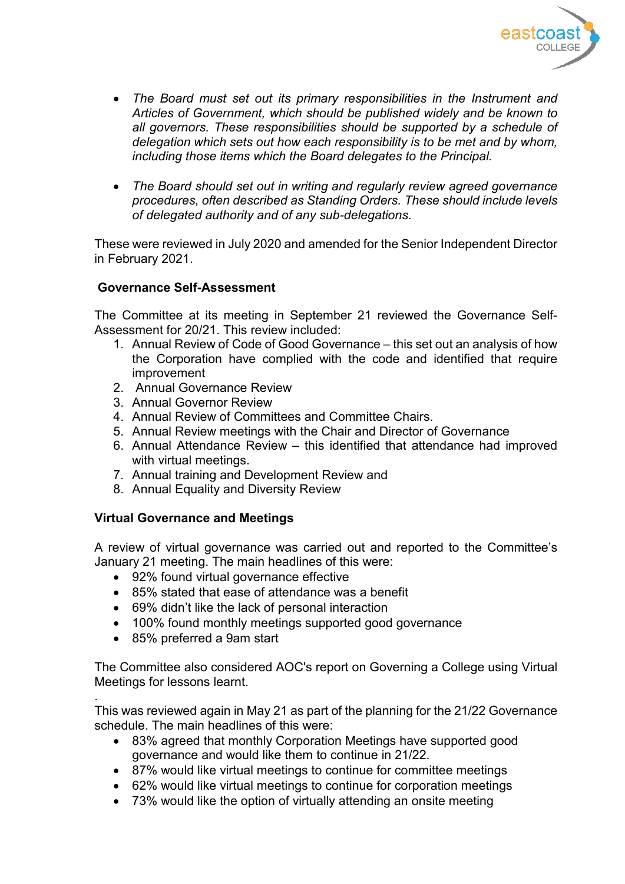- *The Board must set out its primary responsibilities in the Instrument and Articles of Government, which should be published widely and be known to all governors. These responsibilities should be supported by a schedule of delegation which sets out how each responsibility is to be met and by whom, including those items which the Board delegates to the Principal.*

- *The Board should set out in writing and regularly review agreed governance procedures, often described as Standing Orders. These should include levels of delegated authority and of any sub-delegations.*

These were reviewed in July 2020 and amended for the Senior Independent Director in February 2021.

**Governance Self-Assessment**

The Committee at its meeting in September 21 reviewed the Governance Self-Assessment for 20/21. This review included:

1. Annual Review of Code of Good Governance – this set out an analysis of how the Corporation have complied with the code and identified that require improvement
2. Annual Governance Review
3. Annual Governor Review
4. Annual Review of Committees and Committee Chairs.
5. Annual Review meetings with the Chair and Director of Governance
6. Annual Attendance Review – this identified that attendance had improved with virtual meetings.
7. Annual training and Development Review and
8. Annual Equality and Diversity Review

**Virtual Governance and Meetings**

A review of virtual governance was carried out and reported to the Committee's January 21 meeting. The main headlines of this were:

- 92% found virtual governance effective
- 85% stated that ease of attendance was a benefit
- 69% didn't like the lack of personal interaction
- 100% found monthly meetings supported good governance
- 85% preferred a 9am start

The Committee also considered AOC's report on Governing a College using Virtual Meetings for lessons learnt.

.
This was reviewed again in May 21 as part of the planning for the 21/22 Governance schedule. The main headlines of this were:

- 83% agreed that monthly Corporation Meetings have supported good governance and would like them to continue in 21/22.
- 87% would like virtual meetings to continue for committee meetings
- 62% would like virtual meetings to continue for corporation meetings
- 73% would like the option of virtually attending an onsite meeting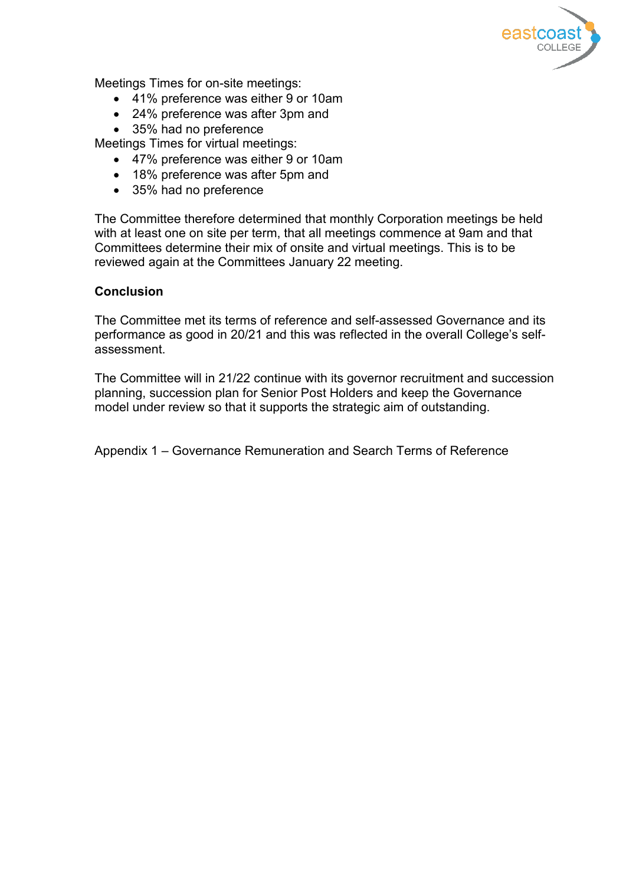Meetings Times for on-site meetings:

- 41% preference was either 9 or 10am
- 24% preference was after 3pm and
- 35% had no preference

Meetings Times for virtual meetings:

- 47% preference was either 9 or 10am
- 18% preference was after 5pm and
- 35% had no preference

The Committee therefore determined that monthly Corporation meetings be held with at least one on site per term, that all meetings commence at 9am and that Committees determine their mix of onsite and virtual meetings. This is to be reviewed again at the Committees January 22 meeting.

**Conclusion**

The Committee met its terms of reference and self-assessed Governance and its performance as good in 20/21 and this was reflected in the overall College's self-assessment.

The Committee will in 21/22 continue with its governor recruitment and succession planning, succession plan for Senior Post Holders and keep the Governance model under review so that it supports the strategic aim of outstanding.

Appendix 1 – Governance Remuneration and Search Terms of Reference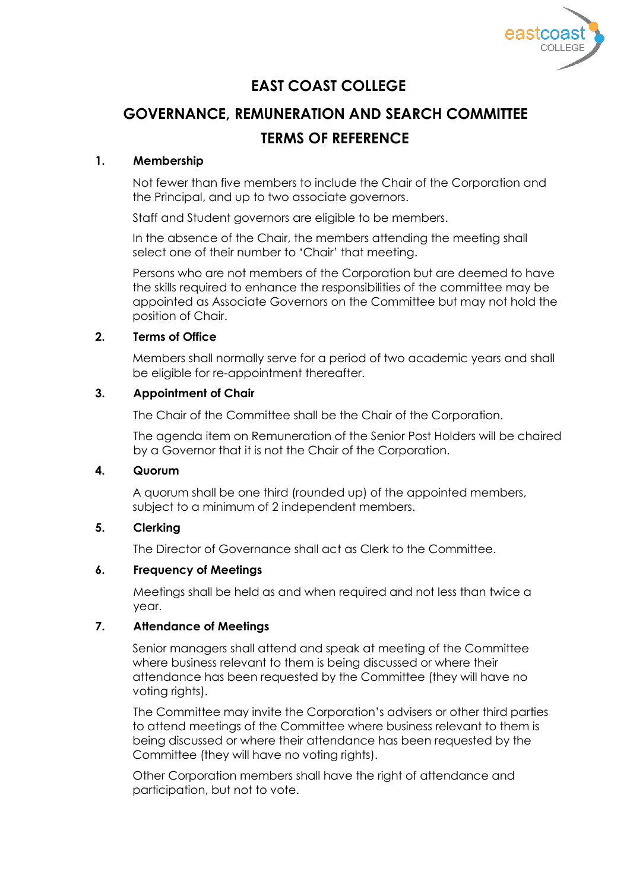# EAST COAST COLLEGE

## GOVERNANCE, REMUNERATION AND SEARCH COMMITTEE

## TERMS OF REFERENCE

**1. Membership**

Not fewer than five members to include the Chair of the Corporation and the Principal, and up to two associate governors.

Staff and Student governors are eligible to be members.

In the absence of the Chair, the members attending the meeting shall select one of their number to 'Chair' that meeting.

Persons who are not members of the Corporation but are deemed to have the skills required to enhance the responsibilities of the committee may be appointed as Associate Governors on the Committee but may not hold the position of Chair.

**2. Terms of Office**

Members shall normally serve for a period of two academic years and shall be eligible for re-appointment thereafter.

**3. Appointment of Chair**

The Chair of the Committee shall be the Chair of the Corporation.

The agenda item on Remuneration of the Senior Post Holders will be chaired by a Governor that it is not the Chair of the Corporation.

**4. Quorum**

A quorum shall be one third (rounded up) of the appointed members, subject to a minimum of 2 independent members.

**5. Clerking**

The Director of Governance shall act as Clerk to the Committee.

**6. Frequency of Meetings**

Meetings shall be held as and when required and not less than twice a year.

**7. Attendance of Meetings**

Senior managers shall attend and speak at meeting of the Committee where business relevant to them is being discussed or where their attendance has been requested by the Committee (they will have no voting rights).

The Committee may invite the Corporation's advisers or other third parties to attend meetings of the Committee where business relevant to them is being discussed or where their attendance has been requested by the Committee (they will have no voting rights).

Other Corporation members shall have the right of attendance and participation, but not to vote.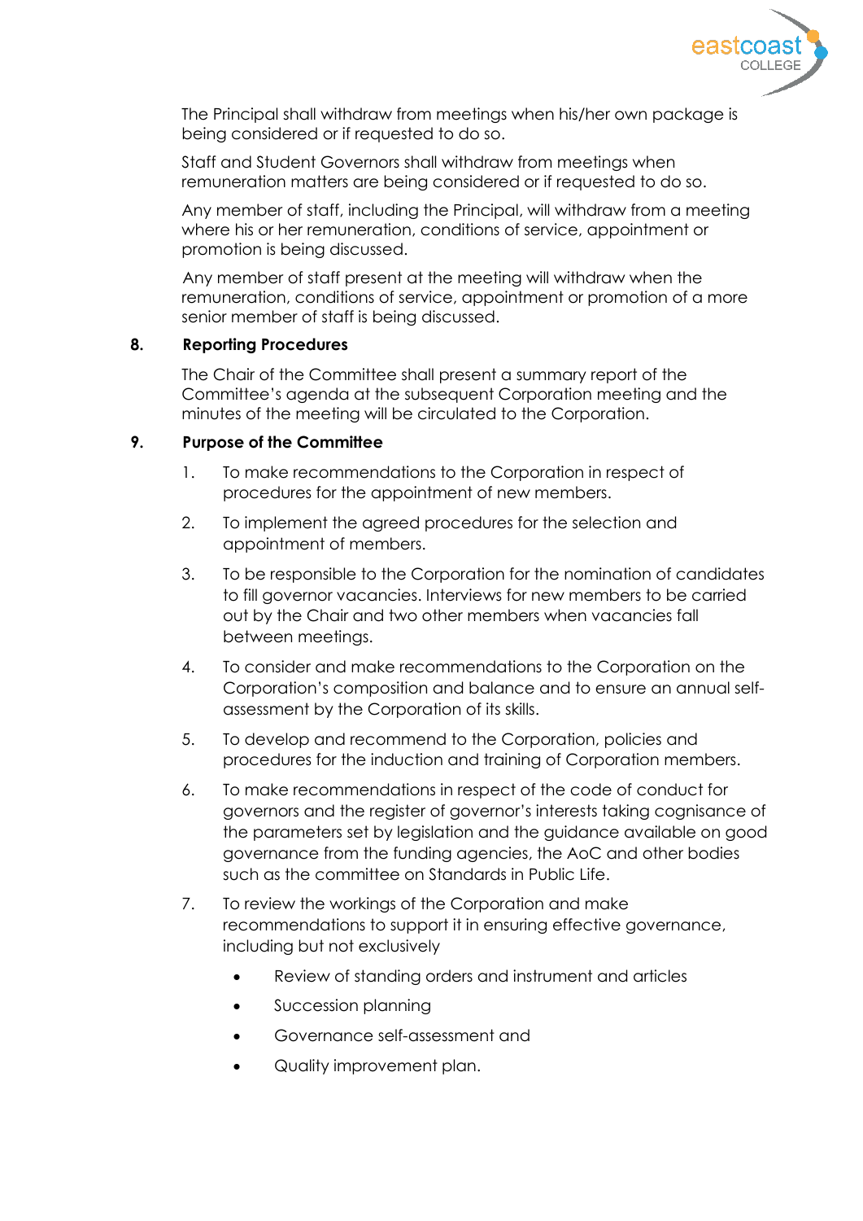The Principal shall withdraw from meetings when his/her own package is being considered or if requested to do so.

Staff and Student Governors shall withdraw from meetings when remuneration matters are being considered or if requested to do so.

Any member of staff, including the Principal, will withdraw from a meeting where his or her remuneration, conditions of service, appointment or promotion is being discussed.

Any member of staff present at the meeting will withdraw when the remuneration, conditions of service, appointment or promotion of a more senior member of staff is being discussed.

## 8. Reporting Procedures

The Chair of the Committee shall present a summary report of the Committee's agenda at the subsequent Corporation meeting and the minutes of the meeting will be circulated to the Corporation.

## 9. Purpose of the Committee

1. To make recommendations to the Corporation in respect of procedures for the appointment of new members.

2. To implement the agreed procedures for the selection and appointment of members.

3. To be responsible to the Corporation for the nomination of candidates to fill governor vacancies. Interviews for new members to be carried out by the Chair and two other members when vacancies fall between meetings.

4. To consider and make recommendations to the Corporation on the Corporation's composition and balance and to ensure an annual self-assessment by the Corporation of its skills.

5. To develop and recommend to the Corporation, policies and procedures for the induction and training of Corporation members.

6. To make recommendations in respect of the code of conduct for governors and the register of governor's interests taking cognisance of the parameters set by legislation and the guidance available on good governance from the funding agencies, the AoC and other bodies such as the committee on Standards in Public Life.

7. To review the workings of the Corporation and make recommendations to support it in ensuring effective governance, including but not exclusively

   - Review of standing orders and instrument and articles
   - Succession planning
   - Governance self-assessment and
   - Quality improvement plan.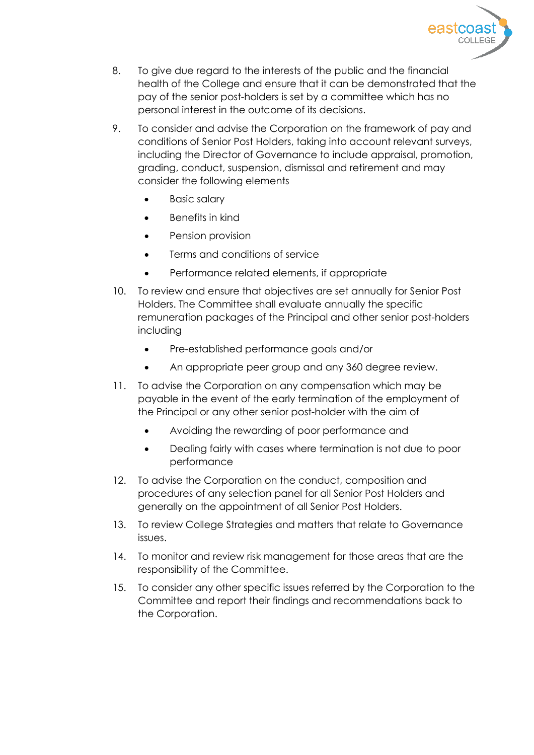8. To give due regard to the interests of the public and the financial health of the College and ensure that it can be demonstrated that the pay of the senior post-holders is set by a committee which has no personal interest in the outcome of its decisions.

9. To consider and advise the Corporation on the framework of pay and conditions of Senior Post Holders, taking into account relevant surveys, including the Director of Governance to include appraisal, promotion, grading, conduct, suspension, dismissal and retirement and may consider the following elements

   - Basic salary
   - Benefits in kind
   - Pension provision
   - Terms and conditions of service
   - Performance related elements, if appropriate

10. To review and ensure that objectives are set annually for Senior Post Holders. The Committee shall evaluate annually the specific remuneration packages of the Principal and other senior post-holders including

    - Pre-established performance goals and/or
    - An appropriate peer group and any 360 degree review.

11. To advise the Corporation on any compensation which may be payable in the event of the early termination of the employment of the Principal or any other senior post-holder with the aim of

    - Avoiding the rewarding of poor performance and
    - Dealing fairly with cases where termination is not due to poor performance

12. To advise the Corporation on the conduct, composition and procedures of any selection panel for all Senior Post Holders and generally on the appointment of all Senior Post Holders.

13. To review College Strategies and matters that relate to Governance issues.

14. To monitor and review risk management for those areas that are the responsibility of the Committee.

15. To consider any other specific issues referred by the Corporation to the Committee and report their findings and recommendations back to the Corporation.